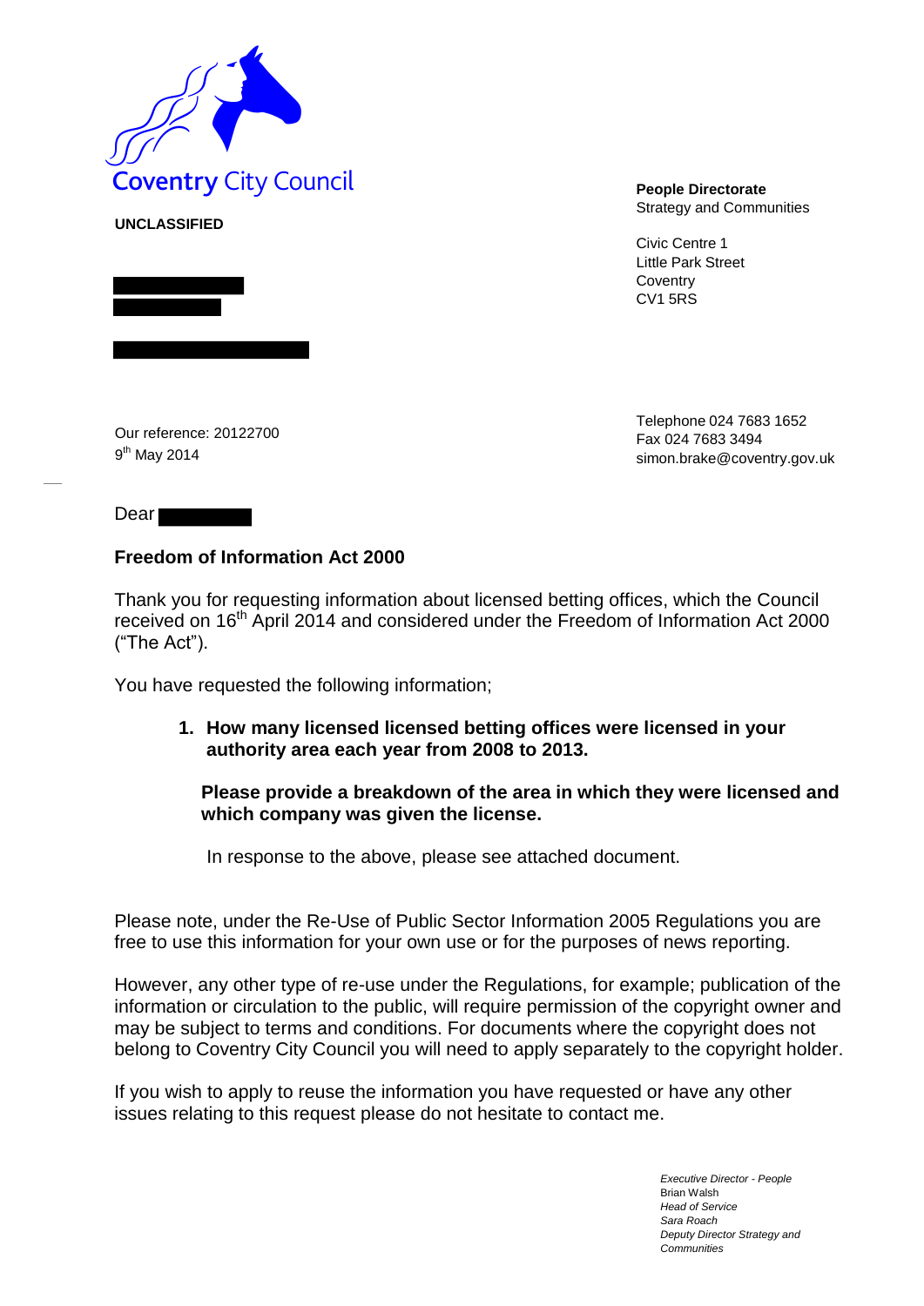Coventry City Council

**UNCLASSIFIED**

**People Directorate**
Strategy and Communities

Civic Centre 1
Little Park Street
Coventry
CV1 5RS

Our reference: 20122700
9th May 2014

Telephone 024 7683 1652
Fax 024 7683 3494
simon.brake@coventry.gov.uk

Dear

**Freedom of Information Act 2000**

Thank you for requesting information about licensed betting offices, which the Council received on 16th April 2014 and considered under the Freedom of Information Act 2000 ("The Act").

You have requested the following information;

1. **How many licensed licensed betting offices were licensed in your authority area each year from 2008 to 2013.**

   **Please provide a breakdown of the area in which they were licensed and which company was given the license.**

   In response to the above, please see attached document.

Please note, under the Re-Use of Public Sector Information 2005 Regulations you are free to use this information for your own use or for the purposes of news reporting.

However, any other type of re-use under the Regulations, for example; publication of the information or circulation to the public, will require permission of the copyright owner and may be subject to terms and conditions. For documents where the copyright does not belong to Coventry City Council you will need to apply separately to the copyright holder.

If you wish to apply to reuse the information you have requested or have any other issues relating to this request please do not hesitate to contact me.

*Executive Director - People*
Brian Walsh
*Head of Service*
*Sara Roach*
*Deputy Director Strategy and Communities*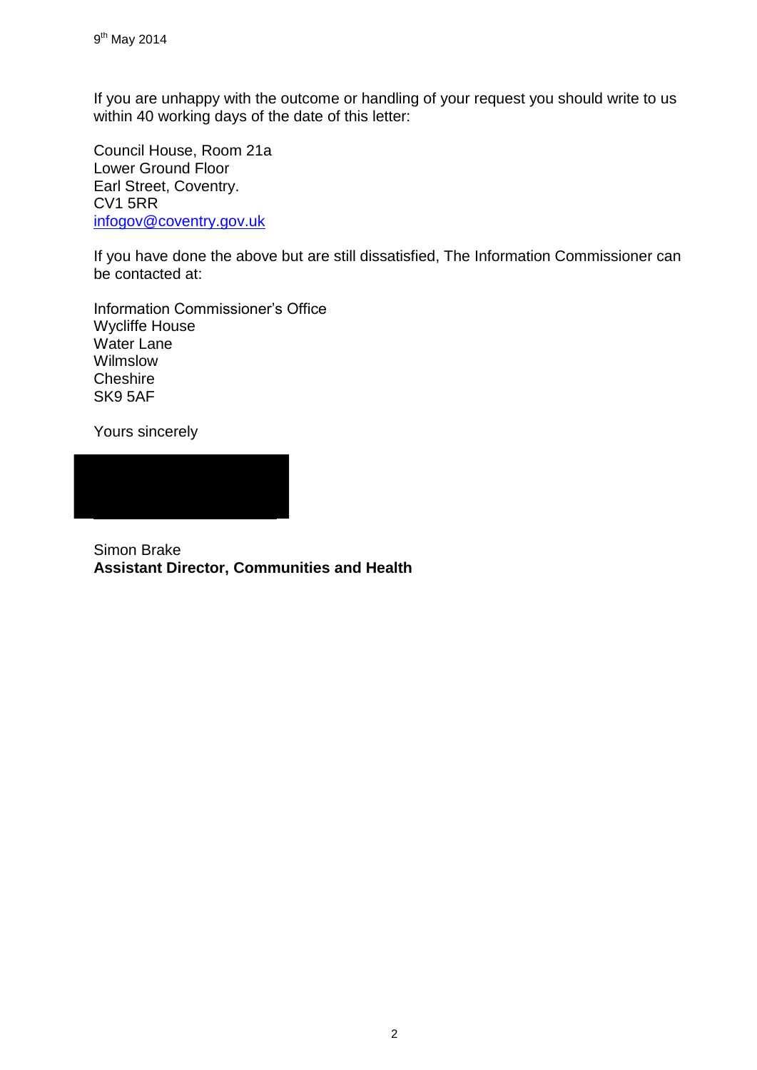9th May 2014

If you are unhappy with the outcome or handling of your request you should write to us within 40 working days of the date of this letter:

Council House, Room 21a
Lower Ground Floor
Earl Street, Coventry.
CV1 5RR
infogov@coventry.gov.uk

If you have done the above but are still dissatisfied, The Information Commissioner can be contacted at:

Information Commissioner's Office
Wycliffe House
Water Lane
Wilmslow
Cheshire
SK9 5AF

Yours sincerely

Simon Brake
**Assistant Director, Communities and Health**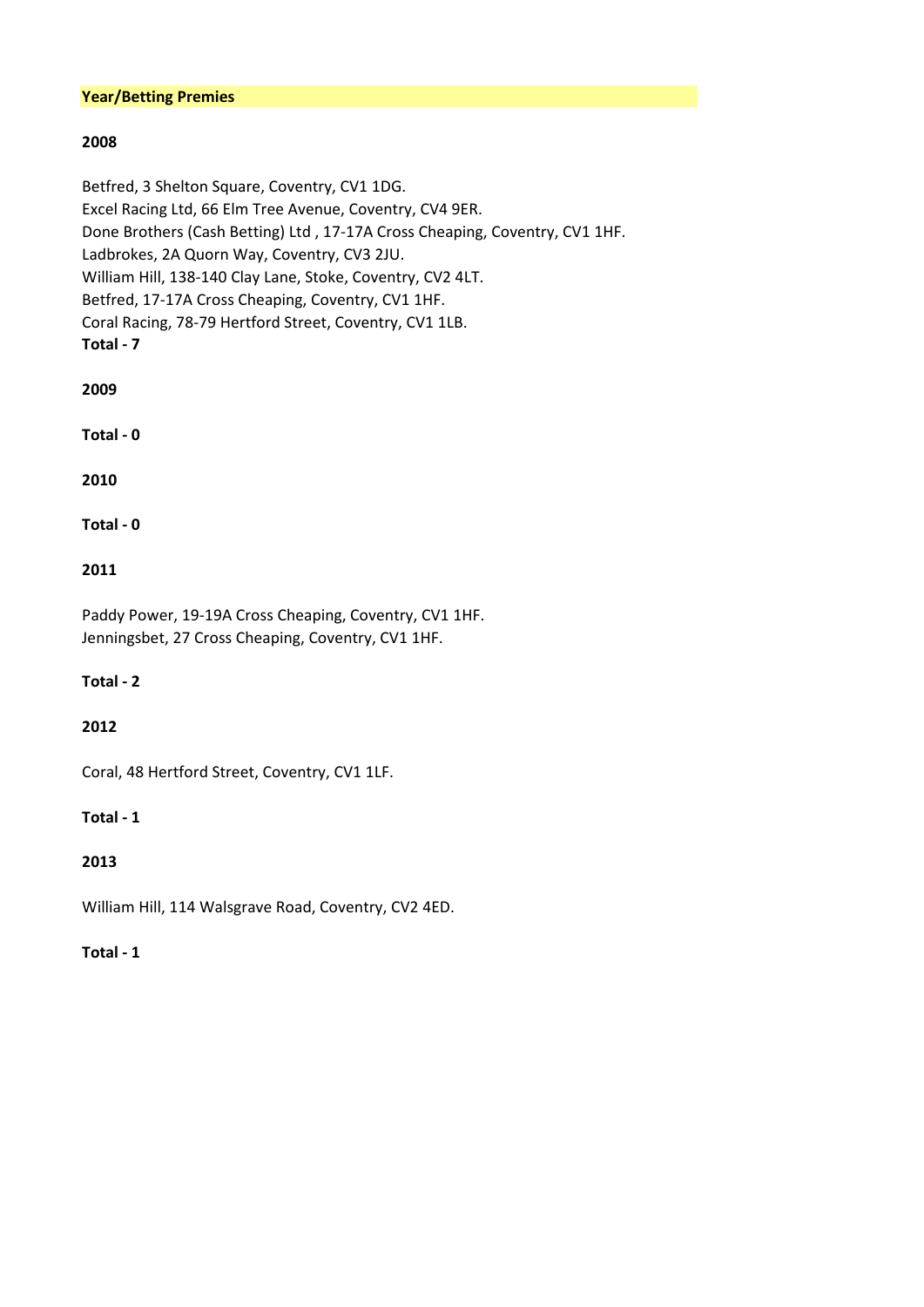**Year/Betting Premies**

**2008**

Betfred, 3 Shelton Square, Coventry, CV1 1DG.
Excel Racing Ltd, 66 Elm Tree Avenue, Coventry, CV4 9ER.
Done Brothers (Cash Betting) Ltd , 17-17A Cross Cheaping, Coventry, CV1 1HF.
Ladbrokes, 2A Quorn Way, Coventry, CV3 2JU.
William Hill, 138-140 Clay Lane, Stoke, Coventry, CV2 4LT.
Betfred, 17-17A Cross Cheaping, Coventry, CV1 1HF.
Coral Racing, 78-79 Hertford Street, Coventry, CV1 1LB.
**Total - 7**

**2009**

**Total - 0**

**2010**

**Total - 0**

**2011**

Paddy Power, 19-19A Cross Cheaping, Coventry, CV1 1HF.
Jenningsbet, 27 Cross Cheaping, Coventry, CV1 1HF.

**Total - 2**

**2012**

Coral, 48 Hertford Street, Coventry, CV1 1LF.

**Total - 1**

**2013**

William Hill, 114 Walsgrave Road, Coventry, CV2 4ED.

**Total - 1**